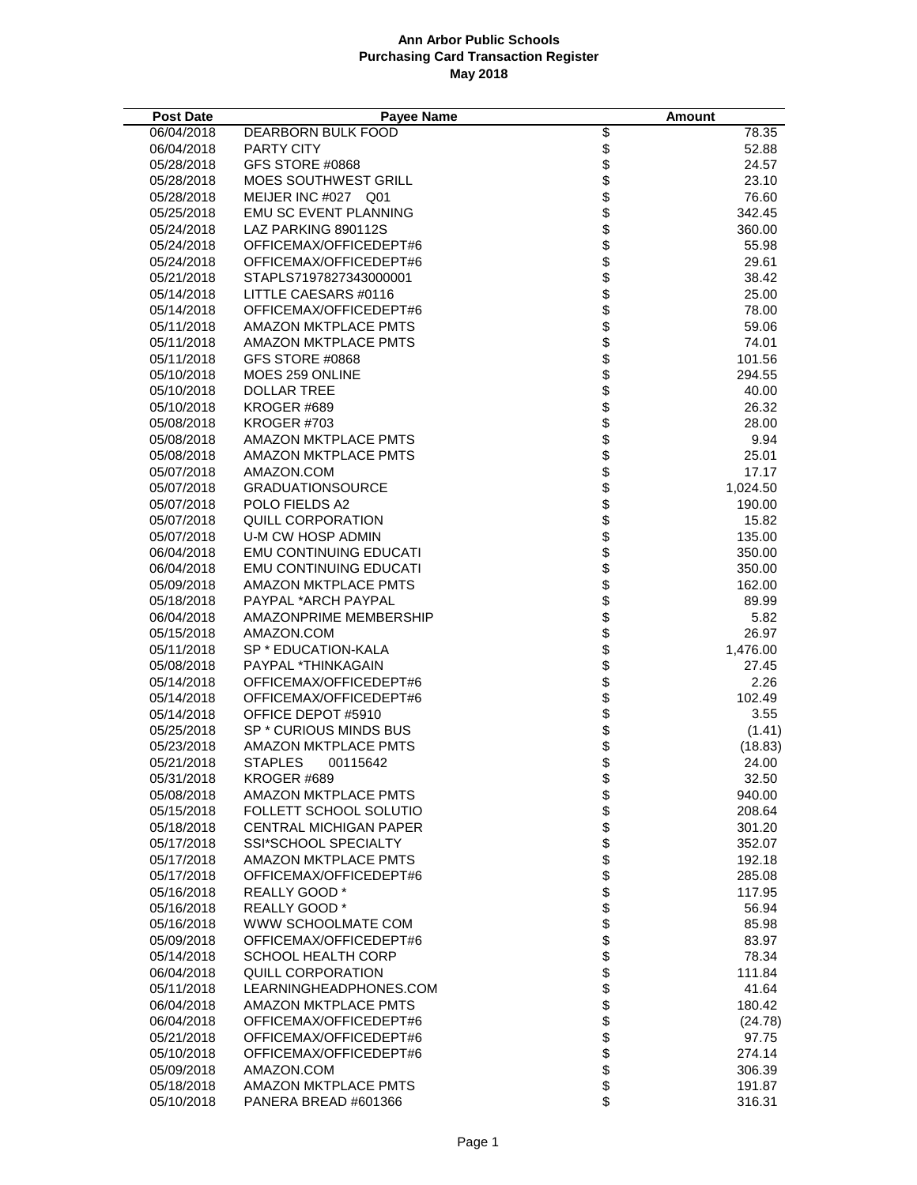**Ann Arbor Public Schools**
**Purchasing Card Transaction Register**
**May 2018**

| Post Date | Payee Name | Amount |
|---|---|---|
| 06/04/2018 | DEARBORN BULK FOOD | $ 78.35 |
| 06/04/2018 | PARTY CITY | $ 52.88 |
| 05/28/2018 | GFS STORE #0868 | $ 24.57 |
| 05/28/2018 | MOES SOUTHWEST GRILL | $ 23.10 |
| 05/28/2018 | MEIJER INC #027 Q01 | $ 76.60 |
| 05/25/2018 | EMU SC EVENT PLANNING | $ 342.45 |
| 05/24/2018 | LAZ PARKING 890112S | $ 360.00 |
| 05/24/2018 | OFFICEMAX/OFFICEDEPT#6 | $ 55.98 |
| 05/24/2018 | OFFICEMAX/OFFICEDEPT#6 | $ 29.61 |
| 05/21/2018 | STAPLS7197827343000001 | $ 38.42 |
| 05/14/2018 | LITTLE CAESARS #0116 | $ 25.00 |
| 05/14/2018 | OFFICEMAX/OFFICEDEPT#6 | $ 78.00 |
| 05/11/2018 | AMAZON MKTPLACE PMTS | $ 59.06 |
| 05/11/2018 | AMAZON MKTPLACE PMTS | $ 74.01 |
| 05/11/2018 | GFS STORE #0868 | $ 101.56 |
| 05/10/2018 | MOES 259 ONLINE | $ 294.55 |
| 05/10/2018 | DOLLAR TREE | $ 40.00 |
| 05/10/2018 | KROGER #689 | $ 26.32 |
| 05/08/2018 | KROGER #703 | $ 28.00 |
| 05/08/2018 | AMAZON MKTPLACE PMTS | $ 9.94 |
| 05/08/2018 | AMAZON MKTPLACE PMTS | $ 25.01 |
| 05/07/2018 | AMAZON.COM | $ 17.17 |
| 05/07/2018 | GRADUATIONSOURCE | $ 1,024.50 |
| 05/07/2018 | POLO FIELDS A2 | $ 190.00 |
| 05/07/2018 | QUILL CORPORATION | $ 15.82 |
| 05/07/2018 | U-M CW HOSP ADMIN | $ 135.00 |
| 06/04/2018 | EMU CONTINUING EDUCATI | $ 350.00 |
| 06/04/2018 | EMU CONTINUING EDUCATI | $ 350.00 |
| 05/09/2018 | AMAZON MKTPLACE PMTS | $ 162.00 |
| 05/18/2018 | PAYPAL *ARCH PAYPAL | $ 89.99 |
| 06/04/2018 | AMAZONPRIME MEMBERSHIP | $ 5.82 |
| 05/15/2018 | AMAZON.COM | $ 26.97 |
| 05/11/2018 | SP * EDUCATION-KALA | $ 1,476.00 |
| 05/08/2018 | PAYPAL *THINKAGAIN | $ 27.45 |
| 05/14/2018 | OFFICEMAX/OFFICEDEPT#6 | $ 2.26 |
| 05/14/2018 | OFFICEMAX/OFFICEDEPT#6 | $ 102.49 |
| 05/14/2018 | OFFICE DEPOT #5910 | $ 3.55 |
| 05/25/2018 | SP * CURIOUS MINDS BUS | $ (1.41) |
| 05/23/2018 | AMAZON MKTPLACE PMTS | $ (18.83) |
| 05/21/2018 | STAPLES 00115642 | $ 24.00 |
| 05/31/2018 | KROGER #689 | $ 32.50 |
| 05/08/2018 | AMAZON MKTPLACE PMTS | $ 940.00 |
| 05/15/2018 | FOLLETT SCHOOL SOLUTIO | $ 208.64 |
| 05/18/2018 | CENTRAL MICHIGAN PAPER | $ 301.20 |
| 05/17/2018 | SSI*SCHOOL SPECIALTY | $ 352.07 |
| 05/17/2018 | AMAZON MKTPLACE PMTS | $ 192.18 |
| 05/17/2018 | OFFICEMAX/OFFICEDEPT#6 | $ 285.08 |
| 05/16/2018 | REALLY GOOD * | $ 117.95 |
| 05/16/2018 | REALLY GOOD * | $ 56.94 |
| 05/16/2018 | WWW SCHOOLMATE COM | $ 85.98 |
| 05/09/2018 | OFFICEMAX/OFFICEDEPT#6 | $ 83.97 |
| 05/14/2018 | SCHOOL HEALTH CORP | $ 78.34 |
| 06/04/2018 | QUILL CORPORATION | $ 111.84 |
| 05/11/2018 | LEARNINGHEADPHONES.COM | $ 41.64 |
| 06/04/2018 | AMAZON MKTPLACE PMTS | $ 180.42 |
| 06/04/2018 | OFFICEMAX/OFFICEDEPT#6 | $ (24.78) |
| 05/21/2018 | OFFICEMAX/OFFICEDEPT#6 | $ 97.75 |
| 05/10/2018 | OFFICEMAX/OFFICEDEPT#6 | $ 274.14 |
| 05/09/2018 | AMAZON.COM | $ 306.39 |
| 05/18/2018 | AMAZON MKTPLACE PMTS | $ 191.87 |
| 05/10/2018 | PANERA BREAD #601366 | $ 316.31 |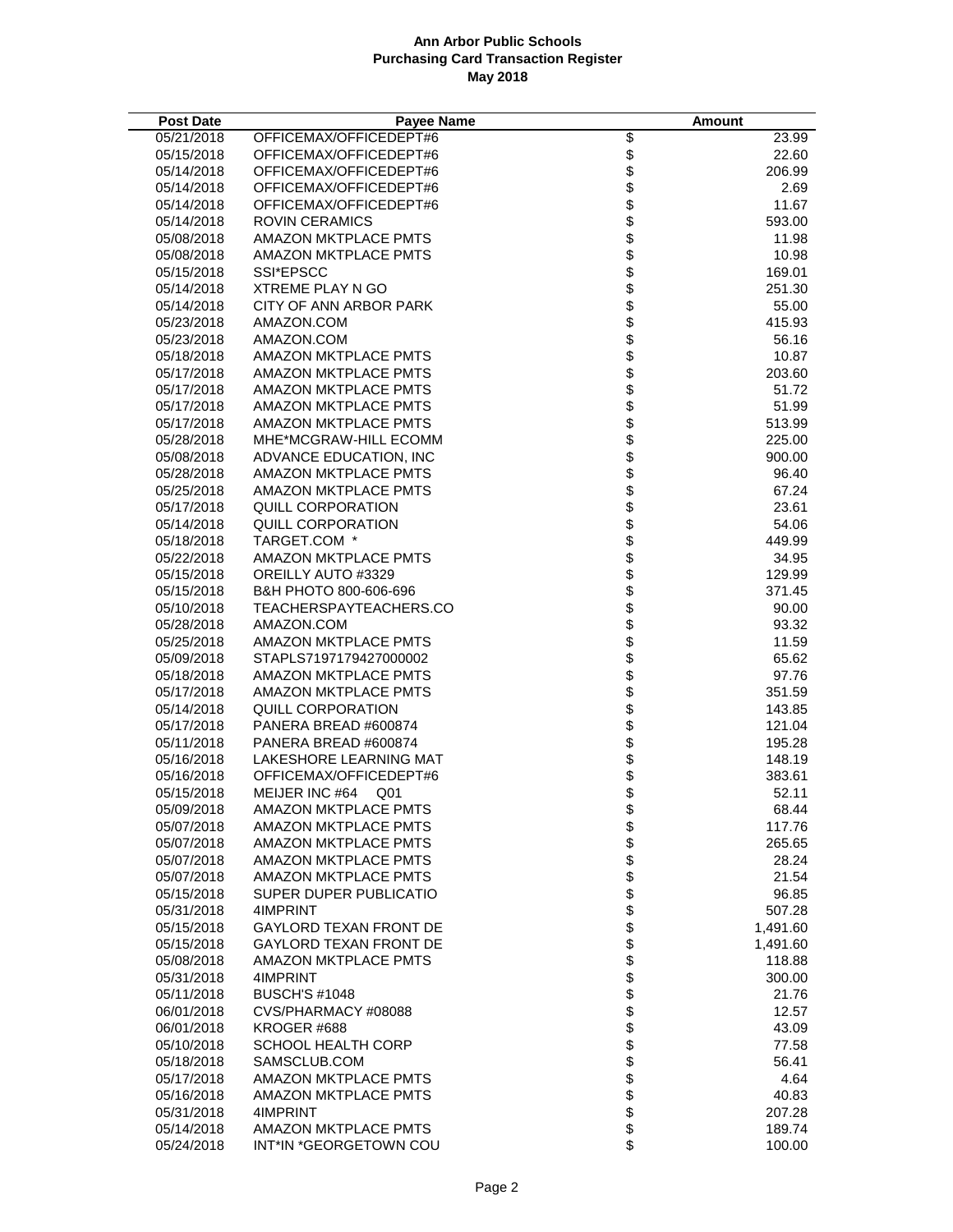# Ann Arbor Public Schools
## Purchasing Card Transaction Register
## May 2018

| Post Date | Payee Name | Amount |
|---|---|---|
| 05/21/2018 | OFFICEMAX/OFFICEDEPT#6 | $ 23.99 |
| 05/15/2018 | OFFICEMAX/OFFICEDEPT#6 | $ 22.60 |
| 05/14/2018 | OFFICEMAX/OFFICEDEPT#6 | $ 206.99 |
| 05/14/2018 | OFFICEMAX/OFFICEDEPT#6 | $ 2.69 |
| 05/14/2018 | OFFICEMAX/OFFICEDEPT#6 | $ 11.67 |
| 05/14/2018 | ROVIN CERAMICS | $ 593.00 |
| 05/08/2018 | AMAZON MKTPLACE PMTS | $ 11.98 |
| 05/08/2018 | AMAZON MKTPLACE PMTS | $ 10.98 |
| 05/15/2018 | SSI*EPSCC | $ 169.01 |
| 05/14/2018 | XTREME PLAY N GO | $ 251.30 |
| 05/14/2018 | CITY OF ANN ARBOR PARK | $ 55.00 |
| 05/23/2018 | AMAZON.COM | $ 415.93 |
| 05/23/2018 | AMAZON.COM | $ 56.16 |
| 05/18/2018 | AMAZON MKTPLACE PMTS | $ 10.87 |
| 05/17/2018 | AMAZON MKTPLACE PMTS | $ 203.60 |
| 05/17/2018 | AMAZON MKTPLACE PMTS | $ 51.72 |
| 05/17/2018 | AMAZON MKTPLACE PMTS | $ 51.99 |
| 05/17/2018 | AMAZON MKTPLACE PMTS | $ 513.99 |
| 05/28/2018 | MHE*MCGRAW-HILL ECOMM | $ 225.00 |
| 05/08/2018 | ADVANCE EDUCATION, INC | $ 900.00 |
| 05/28/2018 | AMAZON MKTPLACE PMTS | $ 96.40 |
| 05/25/2018 | AMAZON MKTPLACE PMTS | $ 67.24 |
| 05/17/2018 | QUILL CORPORATION | $ 23.61 |
| 05/14/2018 | QUILL CORPORATION | $ 54.06 |
| 05/18/2018 | TARGET.COM * | $ 449.99 |
| 05/22/2018 | AMAZON MKTPLACE PMTS | $ 34.95 |
| 05/15/2018 | OREILLY AUTO #3329 | $ 129.99 |
| 05/15/2018 | B&H PHOTO 800-606-696 | $ 371.45 |
| 05/10/2018 | TEACHERSPAYTEACHERS.CO | $ 90.00 |
| 05/28/2018 | AMAZON.COM | $ 93.32 |
| 05/25/2018 | AMAZON MKTPLACE PMTS | $ 11.59 |
| 05/09/2018 | STAPLS7197179427000002 | $ 65.62 |
| 05/18/2018 | AMAZON MKTPLACE PMTS | $ 97.76 |
| 05/17/2018 | AMAZON MKTPLACE PMTS | $ 351.59 |
| 05/14/2018 | QUILL CORPORATION | $ 143.85 |
| 05/17/2018 | PANERA BREAD #600874 | $ 121.04 |
| 05/11/2018 | PANERA BREAD #600874 | $ 195.28 |
| 05/16/2018 | LAKESHORE LEARNING MAT | $ 148.19 |
| 05/16/2018 | OFFICEMAX/OFFICEDEPT#6 | $ 383.61 |
| 05/15/2018 | MEIJER INC #64 Q01 | $ 52.11 |
| 05/09/2018 | AMAZON MKTPLACE PMTS | $ 68.44 |
| 05/07/2018 | AMAZON MKTPLACE PMTS | $ 117.76 |
| 05/07/2018 | AMAZON MKTPLACE PMTS | $ 265.65 |
| 05/07/2018 | AMAZON MKTPLACE PMTS | $ 28.24 |
| 05/07/2018 | AMAZON MKTPLACE PMTS | $ 21.54 |
| 05/15/2018 | SUPER DUPER PUBLICATIO | $ 96.85 |
| 05/31/2018 | 4IMPRINT | $ 507.28 |
| 05/15/2018 | GAYLORD TEXAN FRONT DE | $ 1,491.60 |
| 05/15/2018 | GAYLORD TEXAN FRONT DE | $ 1,491.60 |
| 05/08/2018 | AMAZON MKTPLACE PMTS | $ 118.88 |
| 05/31/2018 | 4IMPRINT | $ 300.00 |
| 05/11/2018 | BUSCH'S #1048 | $ 21.76 |
| 06/01/2018 | CVS/PHARMACY #08088 | $ 12.57 |
| 06/01/2018 | KROGER #688 | $ 43.09 |
| 05/10/2018 | SCHOOL HEALTH CORP | $ 77.58 |
| 05/18/2018 | SAMSCLUB.COM | $ 56.41 |
| 05/17/2018 | AMAZON MKTPLACE PMTS | $ 4.64 |
| 05/16/2018 | AMAZON MKTPLACE PMTS | $ 40.83 |
| 05/31/2018 | 4IMPRINT | $ 207.28 |
| 05/14/2018 | AMAZON MKTPLACE PMTS | $ 189.74 |
| 05/24/2018 | INT*IN *GEORGETOWN COU | $ 100.00 |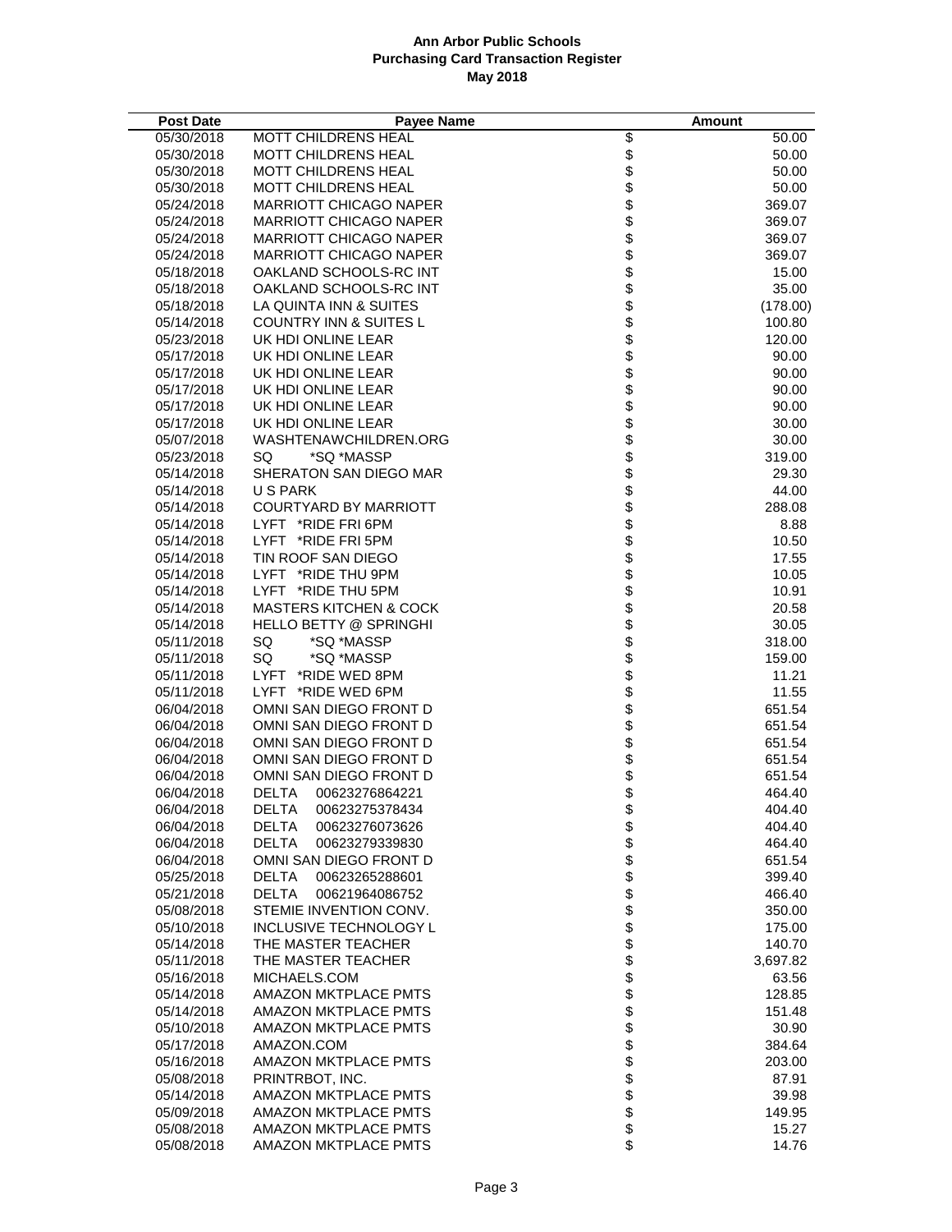**Ann Arbor Public Schools**
**Purchasing Card Transaction Register**
**May 2018**

| Post Date | Payee Name | Amount |
|---|---|---|
| 05/30/2018 | MOTT CHILDRENS HEAL | $ 50.00 |
| 05/30/2018 | MOTT CHILDRENS HEAL | $ 50.00 |
| 05/30/2018 | MOTT CHILDRENS HEAL | $ 50.00 |
| 05/30/2018 | MOTT CHILDRENS HEAL | $ 50.00 |
| 05/24/2018 | MARRIOTT CHICAGO NAPER | $ 369.07 |
| 05/24/2018 | MARRIOTT CHICAGO NAPER | $ 369.07 |
| 05/24/2018 | MARRIOTT CHICAGO NAPER | $ 369.07 |
| 05/24/2018 | MARRIOTT CHICAGO NAPER | $ 369.07 |
| 05/18/2018 | OAKLAND SCHOOLS-RC INT | $ 15.00 |
| 05/18/2018 | OAKLAND SCHOOLS-RC INT | $ 35.00 |
| 05/18/2018 | LA QUINTA INN & SUITES | $ (178.00) |
| 05/14/2018 | COUNTRY INN & SUITES L | $ 100.80 |
| 05/23/2018 | UK HDI ONLINE LEAR | $ 120.00 |
| 05/17/2018 | UK HDI ONLINE LEAR | $ 90.00 |
| 05/17/2018 | UK HDI ONLINE LEAR | $ 90.00 |
| 05/17/2018 | UK HDI ONLINE LEAR | $ 90.00 |
| 05/17/2018 | UK HDI ONLINE LEAR | $ 90.00 |
| 05/17/2018 | UK HDI ONLINE LEAR | $ 30.00 |
| 05/07/2018 | WASHTENAWCHILDREN.ORG | $ 30.00 |
| 05/23/2018 | SQ *SQ *MASSP | $ 319.00 |
| 05/14/2018 | SHERATON SAN DIEGO MAR | $ 29.30 |
| 05/14/2018 | U S PARK | $ 44.00 |
| 05/14/2018 | COURTYARD BY MARRIOTT | $ 288.08 |
| 05/14/2018 | LYFT *RIDE FRI 6PM | $ 8.88 |
| 05/14/2018 | LYFT *RIDE FRI 5PM | $ 10.50 |
| 05/14/2018 | TIN ROOF SAN DIEGO | $ 17.55 |
| 05/14/2018 | LYFT *RIDE THU 9PM | $ 10.05 |
| 05/14/2018 | LYFT *RIDE THU 5PM | $ 10.91 |
| 05/14/2018 | MASTERS KITCHEN & COCK | $ 20.58 |
| 05/14/2018 | HELLO BETTY @ SPRINGHI | $ 30.05 |
| 05/11/2018 | SQ *SQ *MASSP | $ 318.00 |
| 05/11/2018 | SQ *SQ *MASSP | $ 159.00 |
| 05/11/2018 | LYFT *RIDE WED 8PM | $ 11.21 |
| 05/11/2018 | LYFT *RIDE WED 6PM | $ 11.55 |
| 06/04/2018 | OMNI SAN DIEGO FRONT D | $ 651.54 |
| 06/04/2018 | OMNI SAN DIEGO FRONT D | $ 651.54 |
| 06/04/2018 | OMNI SAN DIEGO FRONT D | $ 651.54 |
| 06/04/2018 | OMNI SAN DIEGO FRONT D | $ 651.54 |
| 06/04/2018 | OMNI SAN DIEGO FRONT D | $ 651.54 |
| 06/04/2018 | DELTA 00623276864221 | $ 464.40 |
| 06/04/2018 | DELTA 00623275378434 | $ 404.40 |
| 06/04/2018 | DELTA 00623276073626 | $ 404.40 |
| 06/04/2018 | DELTA 00623279339830 | $ 464.40 |
| 06/04/2018 | OMNI SAN DIEGO FRONT D | $ 651.54 |
| 05/25/2018 | DELTA 00623265288601 | $ 399.40 |
| 05/21/2018 | DELTA 00621964086752 | $ 466.40 |
| 05/08/2018 | STEMIE INVENTION CONV. | $ 350.00 |
| 05/10/2018 | INCLUSIVE TECHNOLOGY L | $ 175.00 |
| 05/14/2018 | THE MASTER TEACHER | $ 140.70 |
| 05/11/2018 | THE MASTER TEACHER | $ 3,697.82 |
| 05/16/2018 | MICHAELS.COM | $ 63.56 |
| 05/14/2018 | AMAZON MKTPLACE PMTS | $ 128.85 |
| 05/14/2018 | AMAZON MKTPLACE PMTS | $ 151.48 |
| 05/10/2018 | AMAZON MKTPLACE PMTS | $ 30.90 |
| 05/17/2018 | AMAZON.COM | $ 384.64 |
| 05/16/2018 | AMAZON MKTPLACE PMTS | $ 203.00 |
| 05/08/2018 | PRINTRBOT, INC. | $ 87.91 |
| 05/14/2018 | AMAZON MKTPLACE PMTS | $ 39.98 |
| 05/09/2018 | AMAZON MKTPLACE PMTS | $ 149.95 |
| 05/08/2018 | AMAZON MKTPLACE PMTS | $ 15.27 |
| 05/08/2018 | AMAZON MKTPLACE PMTS | $ 14.76 |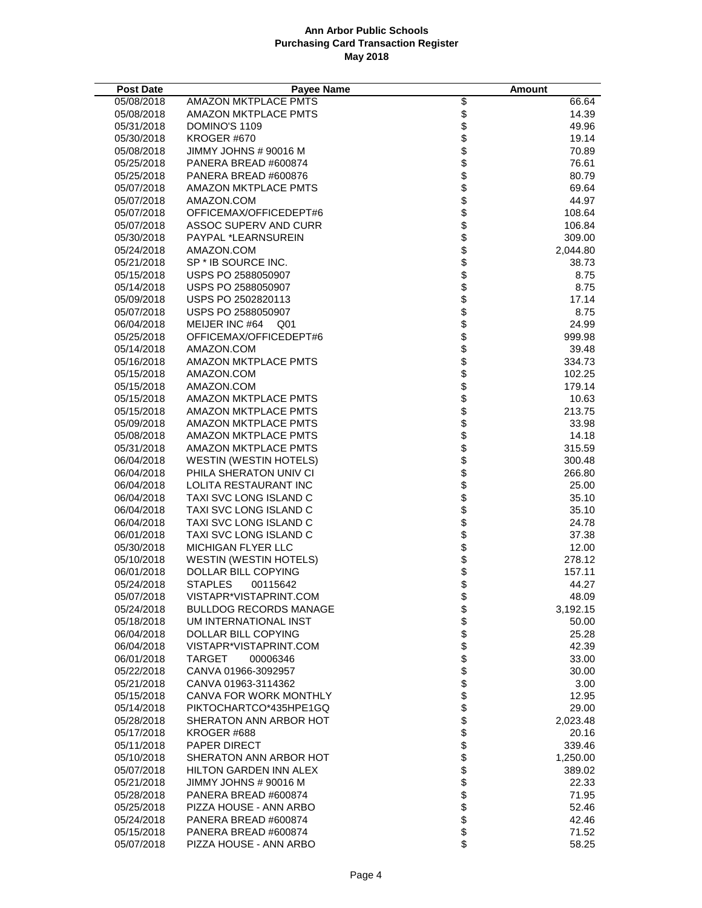**Ann Arbor Public Schools**
**Purchasing Card Transaction Register**
**May 2018**

| Post Date | Payee Name | Amount |
|---|---|---|
| 05/08/2018 | AMAZON MKTPLACE PMTS | $ 66.64 |
| 05/08/2018 | AMAZON MKTPLACE PMTS | $ 14.39 |
| 05/31/2018 | DOMINO'S 1109 | $ 49.96 |
| 05/30/2018 | KROGER #670 | $ 19.14 |
| 05/08/2018 | JIMMY JOHNS # 90016 M | $ 70.89 |
| 05/25/2018 | PANERA BREAD #600874 | $ 76.61 |
| 05/25/2018 | PANERA BREAD #600876 | $ 80.79 |
| 05/07/2018 | AMAZON MKTPLACE PMTS | $ 69.64 |
| 05/07/2018 | AMAZON.COM | $ 44.97 |
| 05/07/2018 | OFFICEMAX/OFFICEDEPT#6 | $ 108.64 |
| 05/07/2018 | ASSOC SUPERV AND CURR | $ 106.84 |
| 05/30/2018 | PAYPAL *LEARNSUREIN | $ 309.00 |
| 05/24/2018 | AMAZON.COM | $ 2,044.80 |
| 05/21/2018 | SP * IB SOURCE INC. | $ 38.73 |
| 05/15/2018 | USPS PO 2588050907 | $ 8.75 |
| 05/14/2018 | USPS PO 2588050907 | $ 8.75 |
| 05/09/2018 | USPS PO 2502820113 | $ 17.14 |
| 05/07/2018 | USPS PO 2588050907 | $ 8.75 |
| 06/04/2018 | MEIJER INC #64 Q01 | $ 24.99 |
| 05/25/2018 | OFFICEMAX/OFFICEDEPT#6 | $ 999.98 |
| 05/14/2018 | AMAZON.COM | $ 39.48 |
| 05/16/2018 | AMAZON MKTPLACE PMTS | $ 334.73 |
| 05/15/2018 | AMAZON.COM | $ 102.25 |
| 05/15/2018 | AMAZON.COM | $ 179.14 |
| 05/15/2018 | AMAZON MKTPLACE PMTS | $ 10.63 |
| 05/15/2018 | AMAZON MKTPLACE PMTS | $ 213.75 |
| 05/09/2018 | AMAZON MKTPLACE PMTS | $ 33.98 |
| 05/08/2018 | AMAZON MKTPLACE PMTS | $ 14.18 |
| 05/31/2018 | AMAZON MKTPLACE PMTS | $ 315.59 |
| 06/04/2018 | WESTIN (WESTIN HOTELS) | $ 300.48 |
| 06/04/2018 | PHILA SHERATON UNIV CI | $ 266.80 |
| 06/04/2018 | LOLITA RESTAURANT INC | $ 25.00 |
| 06/04/2018 | TAXI SVC LONG ISLAND C | $ 35.10 |
| 06/04/2018 | TAXI SVC LONG ISLAND C | $ 35.10 |
| 06/04/2018 | TAXI SVC LONG ISLAND C | $ 24.78 |
| 06/01/2018 | TAXI SVC LONG ISLAND C | $ 37.38 |
| 05/30/2018 | MICHIGAN FLYER LLC | $ 12.00 |
| 05/10/2018 | WESTIN (WESTIN HOTELS) | $ 278.12 |
| 06/01/2018 | DOLLAR BILL COPYING | $ 157.11 |
| 05/24/2018 | STAPLES 00115642 | $ 44.27 |
| 05/07/2018 | VISTAPR*VISTAPRINT.COM | $ 48.09 |
| 05/24/2018 | BULLDOG RECORDS MANAGE | $ 3,192.15 |
| 05/18/2018 | UM INTERNATIONAL INST | $ 50.00 |
| 06/04/2018 | DOLLAR BILL COPYING | $ 25.28 |
| 06/04/2018 | VISTAPR*VISTAPRINT.COM | $ 42.39 |
| 06/01/2018 | TARGET 00006346 | $ 33.00 |
| 05/22/2018 | CANVA 01966-3092957 | $ 30.00 |
| 05/21/2018 | CANVA 01963-3114362 | $ 3.00 |
| 05/15/2018 | CANVA FOR WORK MONTHLY | $ 12.95 |
| 05/14/2018 | PIKTOCHARTCO*435HPE1GQ | $ 29.00 |
| 05/28/2018 | SHERATON ANN ARBOR HOT | $ 2,023.48 |
| 05/17/2018 | KROGER #688 | $ 20.16 |
| 05/11/2018 | PAPER DIRECT | $ 339.46 |
| 05/10/2018 | SHERATON ANN ARBOR HOT | $ 1,250.00 |
| 05/07/2018 | HILTON GARDEN INN ALEX | $ 389.02 |
| 05/21/2018 | JIMMY JOHNS # 90016 M | $ 22.33 |
| 05/28/2018 | PANERA BREAD #600874 | $ 71.95 |
| 05/25/2018 | PIZZA HOUSE - ANN ARBO | $ 52.46 |
| 05/24/2018 | PANERA BREAD #600874 | $ 42.46 |
| 05/15/2018 | PANERA BREAD #600874 | $ 71.52 |
| 05/07/2018 | PIZZA HOUSE - ANN ARBO | $ 58.25 |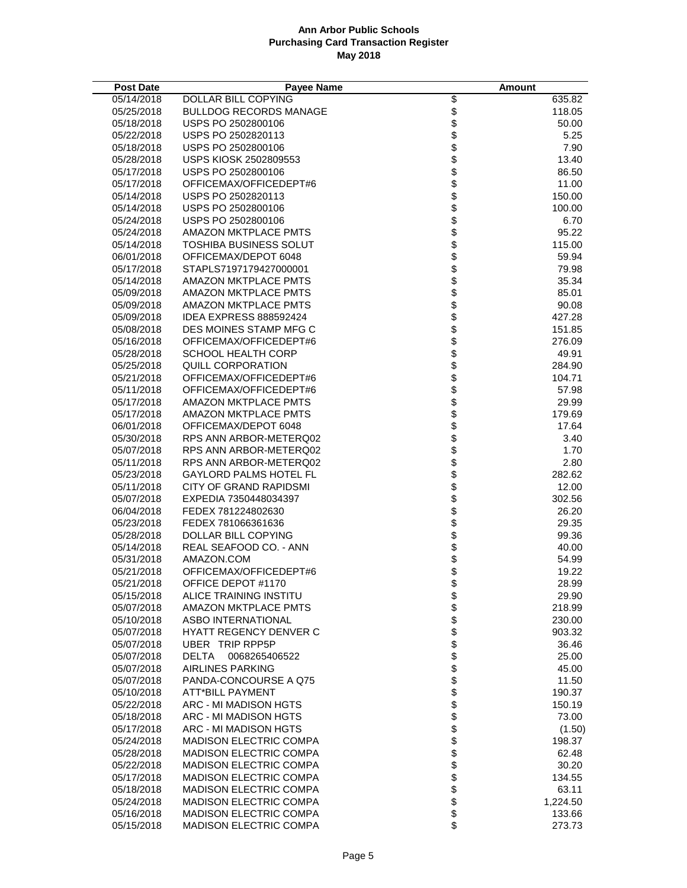# Ann Arbor Public Schools
## Purchasing Card Transaction Register
### May 2018

| Post Date | Payee Name | Amount |
|---|---|---|
| 05/14/2018 | DOLLAR BILL COPYING | $ 635.82 |
| 05/25/2018 | BULLDOG RECORDS MANAGE | $ 118.05 |
| 05/18/2018 | USPS PO 2502800106 | $ 50.00 |
| 05/22/2018 | USPS PO 2502820113 | $ 5.25 |
| 05/18/2018 | USPS PO 2502800106 | $ 7.90 |
| 05/28/2018 | USPS KIOSK 2502809553 | $ 13.40 |
| 05/17/2018 | USPS PO 2502800106 | $ 86.50 |
| 05/17/2018 | OFFICEMAX/OFFICEDEPT#6 | $ 11.00 |
| 05/14/2018 | USPS PO 2502820113 | $ 150.00 |
| 05/14/2018 | USPS PO 2502800106 | $ 100.00 |
| 05/24/2018 | USPS PO 2502800106 | $ 6.70 |
| 05/24/2018 | AMAZON MKTPLACE PMTS | $ 95.22 |
| 05/14/2018 | TOSHIBA BUSINESS SOLUT | $ 115.00 |
| 06/01/2018 | OFFICEMAX/DEPOT 6048 | $ 59.94 |
| 05/17/2018 | STAPLS7197179427000001 | $ 79.98 |
| 05/14/2018 | AMAZON MKTPLACE PMTS | $ 35.34 |
| 05/09/2018 | AMAZON MKTPLACE PMTS | $ 85.01 |
| 05/09/2018 | AMAZON MKTPLACE PMTS | $ 90.08 |
| 05/09/2018 | IDEA EXPRESS 888592424 | $ 427.28 |
| 05/08/2018 | DES MOINES STAMP MFG C | $ 151.85 |
| 05/16/2018 | OFFICEMAX/OFFICEDEPT#6 | $ 276.09 |
| 05/28/2018 | SCHOOL HEALTH CORP | $ 49.91 |
| 05/25/2018 | QUILL CORPORATION | $ 284.90 |
| 05/21/2018 | OFFICEMAX/OFFICEDEPT#6 | $ 104.71 |
| 05/11/2018 | OFFICEMAX/OFFICEDEPT#6 | $ 57.98 |
| 05/17/2018 | AMAZON MKTPLACE PMTS | $ 29.99 |
| 05/17/2018 | AMAZON MKTPLACE PMTS | $ 179.69 |
| 06/01/2018 | OFFICEMAX/DEPOT 6048 | $ 17.64 |
| 05/30/2018 | RPS ANN ARBOR-METERQ02 | $ 3.40 |
| 05/07/2018 | RPS ANN ARBOR-METERQ02 | $ 1.70 |
| 05/11/2018 | RPS ANN ARBOR-METERQ02 | $ 2.80 |
| 05/23/2018 | GAYLORD PALMS HOTEL FL | $ 282.62 |
| 05/11/2018 | CITY OF GRAND RAPIDSMI | $ 12.00 |
| 05/07/2018 | EXPEDIA 7350448034397 | $ 302.56 |
| 06/04/2018 | FEDEX 781224802630 | $ 26.20 |
| 05/23/2018 | FEDEX 781066361636 | $ 29.35 |
| 05/28/2018 | DOLLAR BILL COPYING | $ 99.36 |
| 05/14/2018 | REAL SEAFOOD CO. - ANN | $ 40.00 |
| 05/31/2018 | AMAZON.COM | $ 54.99 |
| 05/21/2018 | OFFICEMAX/OFFICEDEPT#6 | $ 19.22 |
| 05/21/2018 | OFFICE DEPOT #1170 | $ 28.99 |
| 05/15/2018 | ALICE TRAINING INSTITU | $ 29.90 |
| 05/07/2018 | AMAZON MKTPLACE PMTS | $ 218.99 |
| 05/10/2018 | ASBO INTERNATIONAL | $ 230.00 |
| 05/07/2018 | HYATT REGENCY DENVER C | $ 903.32 |
| 05/07/2018 | UBER TRIP RPP5P | $ 36.46 |
| 05/07/2018 | DELTA 0068265406522 | $ 25.00 |
| 05/07/2018 | AIRLINES PARKING | $ 45.00 |
| 05/07/2018 | PANDA-CONCOURSE A Q75 | $ 11.50 |
| 05/10/2018 | ATT*BILL PAYMENT | $ 190.37 |
| 05/22/2018 | ARC - MI MADISON HGTS | $ 150.19 |
| 05/18/2018 | ARC - MI MADISON HGTS | $ 73.00 |
| 05/17/2018 | ARC - MI MADISON HGTS | $ (1.50) |
| 05/24/2018 | MADISON ELECTRIC COMPA | $ 198.37 |
| 05/28/2018 | MADISON ELECTRIC COMPA | $ 62.48 |
| 05/22/2018 | MADISON ELECTRIC COMPA | $ 30.20 |
| 05/17/2018 | MADISON ELECTRIC COMPA | $ 134.55 |
| 05/18/2018 | MADISON ELECTRIC COMPA | $ 63.11 |
| 05/24/2018 | MADISON ELECTRIC COMPA | $ 1,224.50 |
| 05/16/2018 | MADISON ELECTRIC COMPA | $ 133.66 |
| 05/15/2018 | MADISON ELECTRIC COMPA | $ 273.73 |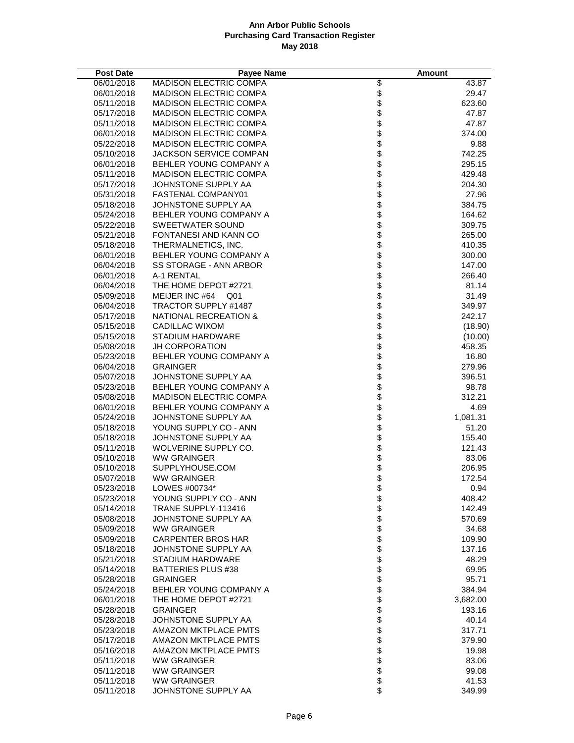# Ann Arbor Public Schools
## Purchasing Card Transaction Register
### May 2018

| Post Date | Payee Name | Amount |
|---|---|---|
| 06/01/2018 | MADISON ELECTRIC COMPA | $ 43.87 |
| 06/01/2018 | MADISON ELECTRIC COMPA | $ 29.47 |
| 05/11/2018 | MADISON ELECTRIC COMPA | $ 623.60 |
| 05/17/2018 | MADISON ELECTRIC COMPA | $ 47.87 |
| 05/11/2018 | MADISON ELECTRIC COMPA | $ 47.87 |
| 06/01/2018 | MADISON ELECTRIC COMPA | $ 374.00 |
| 05/22/2018 | MADISON ELECTRIC COMPA | $ 9.88 |
| 05/10/2018 | JACKSON SERVICE COMPAN | $ 742.25 |
| 06/01/2018 | BEHLER YOUNG COMPANY A | $ 295.15 |
| 05/11/2018 | MADISON ELECTRIC COMPA | $ 429.48 |
| 05/17/2018 | JOHNSTONE SUPPLY AA | $ 204.30 |
| 05/31/2018 | FASTENAL COMPANY01 | $ 27.96 |
| 05/18/2018 | JOHNSTONE SUPPLY AA | $ 384.75 |
| 05/24/2018 | BEHLER YOUNG COMPANY A | $ 164.62 |
| 05/22/2018 | SWEETWATER SOUND | $ 309.75 |
| 05/21/2018 | FONTANESI AND KANN CO | $ 265.00 |
| 05/18/2018 | THERMALNETICS, INC. | $ 410.35 |
| 06/01/2018 | BEHLER YOUNG COMPANY A | $ 300.00 |
| 06/04/2018 | SS STORAGE - ANN ARBOR | $ 147.00 |
| 06/01/2018 | A-1 RENTAL | $ 266.40 |
| 06/04/2018 | THE HOME DEPOT #2721 | $ 81.14 |
| 05/09/2018 | MEIJER INC #64 Q01 | $ 31.49 |
| 06/04/2018 | TRACTOR SUPPLY #1487 | $ 349.97 |
| 05/17/2018 | NATIONAL RECREATION & | $ 242.17 |
| 05/15/2018 | CADILLAC WIXOM | $ (18.90) |
| 05/15/2018 | STADIUM HARDWARE | $ (10.00) |
| 05/08/2018 | JH CORPORATION | $ 458.35 |
| 05/23/2018 | BEHLER YOUNG COMPANY A | $ 16.80 |
| 06/04/2018 | GRAINGER | $ 279.96 |
| 05/07/2018 | JOHNSTONE SUPPLY AA | $ 396.51 |
| 05/23/2018 | BEHLER YOUNG COMPANY A | $ 98.78 |
| 05/08/2018 | MADISON ELECTRIC COMPA | $ 312.21 |
| 06/01/2018 | BEHLER YOUNG COMPANY A | $ 4.69 |
| 05/24/2018 | JOHNSTONE SUPPLY AA | $ 1,081.31 |
| 05/18/2018 | YOUNG SUPPLY CO - ANN | $ 51.20 |
| 05/18/2018 | JOHNSTONE SUPPLY AA | $ 155.40 |
| 05/11/2018 | WOLVERINE SUPPLY CO. | $ 121.43 |
| 05/10/2018 | WW GRAINGER | $ 83.06 |
| 05/10/2018 | SUPPLYHOUSE.COM | $ 206.95 |
| 05/07/2018 | WW GRAINGER | $ 172.54 |
| 05/23/2018 | LOWES #00734* | $ 0.94 |
| 05/23/2018 | YOUNG SUPPLY CO - ANN | $ 408.42 |
| 05/14/2018 | TRANE SUPPLY-113416 | $ 142.49 |
| 05/08/2018 | JOHNSTONE SUPPLY AA | $ 570.69 |
| 05/09/2018 | WW GRAINGER | $ 34.68 |
| 05/09/2018 | CARPENTER BROS HAR | $ 109.90 |
| 05/18/2018 | JOHNSTONE SUPPLY AA | $ 137.16 |
| 05/21/2018 | STADIUM HARDWARE | $ 48.29 |
| 05/14/2018 | BATTERIES PLUS #38 | $ 69.95 |
| 05/28/2018 | GRAINGER | $ 95.71 |
| 05/24/2018 | BEHLER YOUNG COMPANY A | $ 384.94 |
| 06/01/2018 | THE HOME DEPOT #2721 | $ 3,682.00 |
| 05/28/2018 | GRAINGER | $ 193.16 |
| 05/28/2018 | JOHNSTONE SUPPLY AA | $ 40.14 |
| 05/23/2018 | AMAZON MKTPLACE PMTS | $ 317.71 |
| 05/17/2018 | AMAZON MKTPLACE PMTS | $ 379.90 |
| 05/16/2018 | AMAZON MKTPLACE PMTS | $ 19.98 |
| 05/11/2018 | WW GRAINGER | $ 83.06 |
| 05/11/2018 | WW GRAINGER | $ 99.08 |
| 05/11/2018 | WW GRAINGER | $ 41.53 |
| 05/11/2018 | JOHNSTONE SUPPLY AA | $ 349.99 |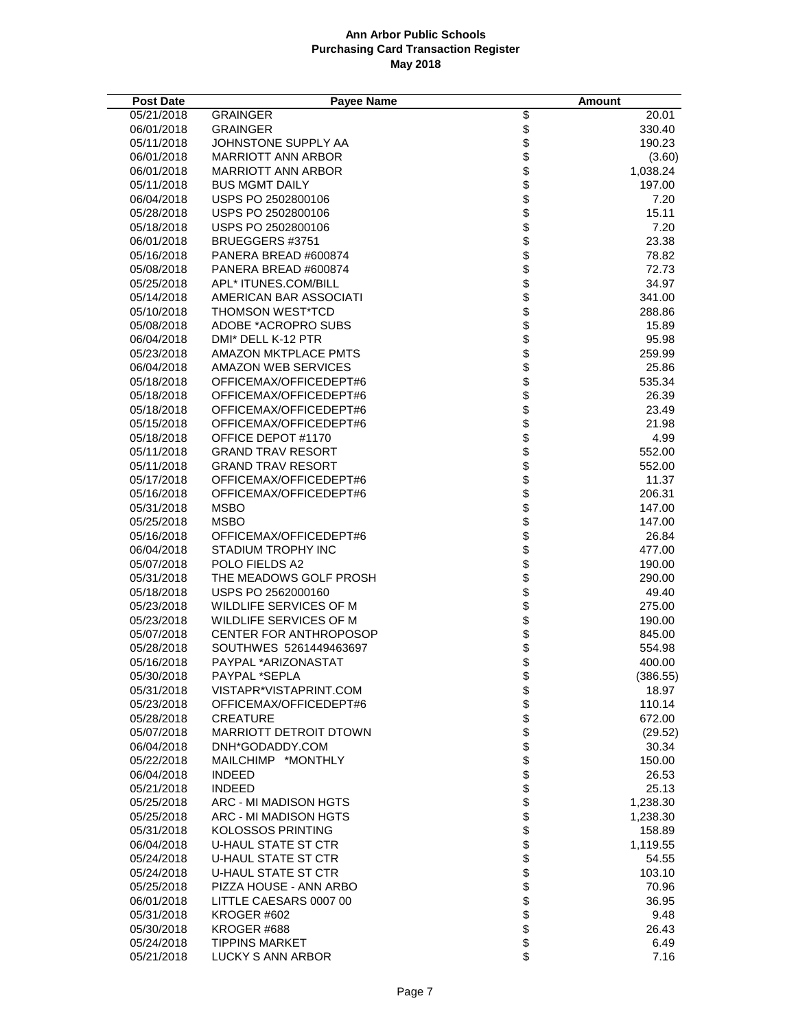**Ann Arbor Public Schools**
**Purchasing Card Transaction Register**
**May 2018**

| Post Date | Payee Name | Amount |
|---|---|---|
| 05/21/2018 | GRAINGER | $ 20.01 |
| 06/01/2018 | GRAINGER | $ 330.40 |
| 05/11/2018 | JOHNSTONE SUPPLY AA | $ 190.23 |
| 06/01/2018 | MARRIOTT ANN ARBOR | $ (3.60) |
| 06/01/2018 | MARRIOTT ANN ARBOR | $ 1,038.24 |
| 05/11/2018 | BUS MGMT DAILY | $ 197.00 |
| 06/04/2018 | USPS PO 2502800106 | $ 7.20 |
| 05/28/2018 | USPS PO 2502800106 | $ 15.11 |
| 05/18/2018 | USPS PO 2502800106 | $ 7.20 |
| 06/01/2018 | BRUEGGERS #3751 | $ 23.38 |
| 05/16/2018 | PANERA BREAD #600874 | $ 78.82 |
| 05/08/2018 | PANERA BREAD #600874 | $ 72.73 |
| 05/25/2018 | APL* ITUNES.COM/BILL | $ 34.97 |
| 05/14/2018 | AMERICAN BAR ASSOCIATI | $ 341.00 |
| 05/10/2018 | THOMSON WEST*TCD | $ 288.86 |
| 05/08/2018 | ADOBE *ACROPRO SUBS | $ 15.89 |
| 06/04/2018 | DMI* DELL K-12 PTR | $ 95.98 |
| 05/23/2018 | AMAZON MKTPLACE PMTS | $ 259.99 |
| 06/04/2018 | AMAZON WEB SERVICES | $ 25.86 |
| 05/18/2018 | OFFICEMAX/OFFICEDEPT#6 | $ 535.34 |
| 05/18/2018 | OFFICEMAX/OFFICEDEPT#6 | $ 26.39 |
| 05/18/2018 | OFFICEMAX/OFFICEDEPT#6 | $ 23.49 |
| 05/15/2018 | OFFICEMAX/OFFICEDEPT#6 | $ 21.98 |
| 05/18/2018 | OFFICE DEPOT #1170 | $ 4.99 |
| 05/11/2018 | GRAND TRAV RESORT | $ 552.00 |
| 05/11/2018 | GRAND TRAV RESORT | $ 552.00 |
| 05/17/2018 | OFFICEMAX/OFFICEDEPT#6 | $ 11.37 |
| 05/16/2018 | OFFICEMAX/OFFICEDEPT#6 | $ 206.31 |
| 05/31/2018 | MSBO | $ 147.00 |
| 05/25/2018 | MSBO | $ 147.00 |
| 05/16/2018 | OFFICEMAX/OFFICEDEPT#6 | $ 26.84 |
| 06/04/2018 | STADIUM TROPHY INC | $ 477.00 |
| 05/07/2018 | POLO FIELDS A2 | $ 190.00 |
| 05/31/2018 | THE MEADOWS GOLF PROSH | $ 290.00 |
| 05/18/2018 | USPS PO 2562000160 | $ 49.40 |
| 05/23/2018 | WILDLIFE SERVICES OF M | $ 275.00 |
| 05/23/2018 | WILDLIFE SERVICES OF M | $ 190.00 |
| 05/07/2018 | CENTER FOR ANTHROPOSOP | $ 845.00 |
| 05/28/2018 | SOUTHWES 5261449463697 | $ 554.98 |
| 05/16/2018 | PAYPAL *ARIZONASTAT | $ 400.00 |
| 05/30/2018 | PAYPAL *SEPLA | $ (386.55) |
| 05/31/2018 | VISTAPR*VISTAPRINT.COM | $ 18.97 |
| 05/23/2018 | OFFICEMAX/OFFICEDEPT#6 | $ 110.14 |
| 05/28/2018 | CREATURE | $ 672.00 |
| 05/07/2018 | MARRIOTT DETROIT DTOWN | $ (29.52) |
| 06/04/2018 | DNH*GODADDY.COM | $ 30.34 |
| 05/22/2018 | MAILCHIMP *MONTHLY | $ 150.00 |
| 06/04/2018 | INDEED | $ 26.53 |
| 05/21/2018 | INDEED | $ 25.13 |
| 05/25/2018 | ARC - MI MADISON HGTS | $ 1,238.30 |
| 05/25/2018 | ARC - MI MADISON HGTS | $ 1,238.30 |
| 05/31/2018 | KOLOSSOS PRINTING | $ 158.89 |
| 06/04/2018 | U-HAUL STATE ST CTR | $ 1,119.55 |
| 05/24/2018 | U-HAUL STATE ST CTR | $ 54.55 |
| 05/24/2018 | U-HAUL STATE ST CTR | $ 103.10 |
| 05/25/2018 | PIZZA HOUSE - ANN ARBO | $ 70.96 |
| 06/01/2018 | LITTLE CAESARS 0007 00 | $ 36.95 |
| 05/31/2018 | KROGER #602 | $ 9.48 |
| 05/30/2018 | KROGER #688 | $ 26.43 |
| 05/24/2018 | TIPPINS MARKET | $ 6.49 |
| 05/21/2018 | LUCKY S ANN ARBOR | $ 7.16 |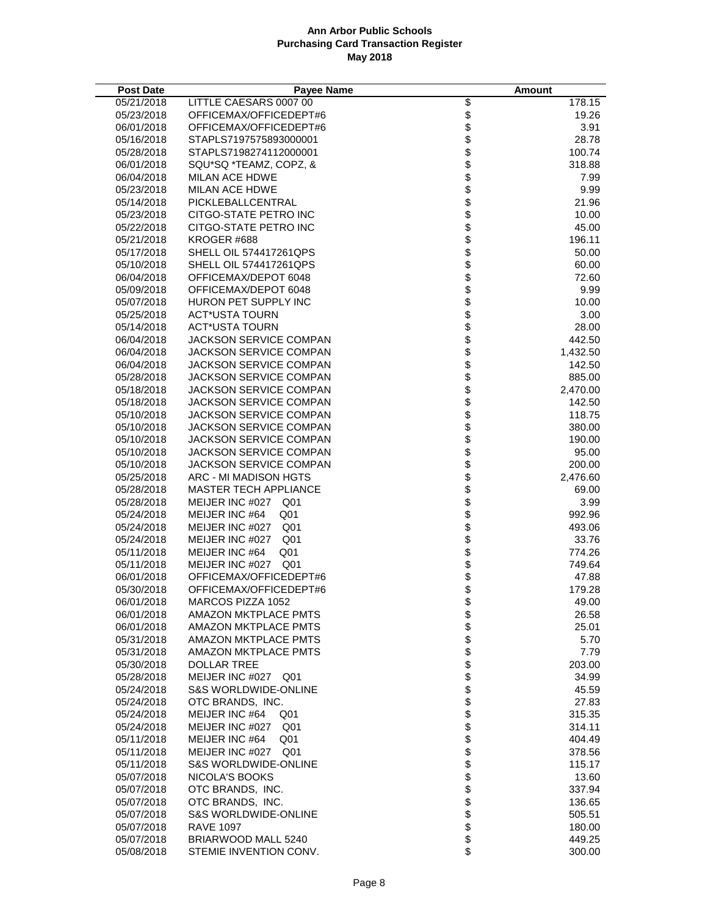**Ann Arbor Public Schools**
**Purchasing Card Transaction Register**
**May 2018**

| Post Date | Payee Name | Amount |
|---|---|---|
| 05/21/2018 | LITTLE CAESARS 0007 00 | $ 178.15 |
| 05/23/2018 | OFFICEMAX/OFFICEDEPT#6 | $ 19.26 |
| 06/01/2018 | OFFICEMAX/OFFICEDEPT#6 | $ 3.91 |
| 05/16/2018 | STAPLS7197575893000001 | $ 28.78 |
| 05/28/2018 | STAPLS7198274112000001 | $ 100.74 |
| 06/01/2018 | SQU*SQ *TEAMZ, COPZ, & | $ 318.88 |
| 06/04/2018 | MILAN ACE HDWE | $ 7.99 |
| 05/23/2018 | MILAN ACE HDWE | $ 9.99 |
| 05/14/2018 | PICKLEBALLCENTRAL | $ 21.96 |
| 05/23/2018 | CITGO-STATE PETRO INC | $ 10.00 |
| 05/22/2018 | CITGO-STATE PETRO INC | $ 45.00 |
| 05/21/2018 | KROGER #688 | $ 196.11 |
| 05/17/2018 | SHELL OIL 574417261QPS | $ 50.00 |
| 05/10/2018 | SHELL OIL 574417261QPS | $ 60.00 |
| 06/04/2018 | OFFICEMAX/DEPOT 6048 | $ 72.60 |
| 05/09/2018 | OFFICEMAX/DEPOT 6048 | $ 9.99 |
| 05/07/2018 | HURON PET SUPPLY INC | $ 10.00 |
| 05/25/2018 | ACT*USTA TOURN | $ 3.00 |
| 05/14/2018 | ACT*USTA TOURN | $ 28.00 |
| 06/04/2018 | JACKSON SERVICE COMPAN | $ 442.50 |
| 06/04/2018 | JACKSON SERVICE COMPAN | $ 1,432.50 |
| 06/04/2018 | JACKSON SERVICE COMPAN | $ 142.50 |
| 05/28/2018 | JACKSON SERVICE COMPAN | $ 885.00 |
| 05/18/2018 | JACKSON SERVICE COMPAN | $ 2,470.00 |
| 05/18/2018 | JACKSON SERVICE COMPAN | $ 142.50 |
| 05/10/2018 | JACKSON SERVICE COMPAN | $ 118.75 |
| 05/10/2018 | JACKSON SERVICE COMPAN | $ 380.00 |
| 05/10/2018 | JACKSON SERVICE COMPAN | $ 190.00 |
| 05/10/2018 | JACKSON SERVICE COMPAN | $ 95.00 |
| 05/10/2018 | JACKSON SERVICE COMPAN | $ 200.00 |
| 05/25/2018 | ARC - MI MADISON HGTS | $ 2,476.60 |
| 05/28/2018 | MASTER TECH APPLIANCE | $ 69.00 |
| 05/28/2018 | MEIJER INC #027 Q01 | $ 3.99 |
| 05/24/2018 | MEIJER INC #64 Q01 | $ 992.96 |
| 05/24/2018 | MEIJER INC #027 Q01 | $ 493.06 |
| 05/24/2018 | MEIJER INC #027 Q01 | $ 33.76 |
| 05/11/2018 | MEIJER INC #64 Q01 | $ 774.26 |
| 05/11/2018 | MEIJER INC #027 Q01 | $ 749.64 |
| 06/01/2018 | OFFICEMAX/OFFICEDEPT#6 | $ 47.88 |
| 05/30/2018 | OFFICEMAX/OFFICEDEPT#6 | $ 179.28 |
| 06/01/2018 | MARCOS PIZZA 1052 | $ 49.00 |
| 06/01/2018 | AMAZON MKTPLACE PMTS | $ 26.58 |
| 06/01/2018 | AMAZON MKTPLACE PMTS | $ 25.01 |
| 05/31/2018 | AMAZON MKTPLACE PMTS | $ 5.70 |
| 05/31/2018 | AMAZON MKTPLACE PMTS | $ 7.79 |
| 05/30/2018 | DOLLAR TREE | $ 203.00 |
| 05/28/2018 | MEIJER INC #027 Q01 | $ 34.99 |
| 05/24/2018 | S&S WORLDWIDE-ONLINE | $ 45.59 |
| 05/24/2018 | OTC BRANDS, INC. | $ 27.83 |
| 05/24/2018 | MEIJER INC #64 Q01 | $ 315.35 |
| 05/24/2018 | MEIJER INC #027 Q01 | $ 314.11 |
| 05/11/2018 | MEIJER INC #64 Q01 | $ 404.49 |
| 05/11/2018 | MEIJER INC #027 Q01 | $ 378.56 |
| 05/11/2018 | S&S WORLDWIDE-ONLINE | $ 115.17 |
| 05/07/2018 | NICOLA'S BOOKS | $ 13.60 |
| 05/07/2018 | OTC BRANDS, INC. | $ 337.94 |
| 05/07/2018 | OTC BRANDS, INC. | $ 136.65 |
| 05/07/2018 | S&S WORLDWIDE-ONLINE | $ 505.51 |
| 05/07/2018 | RAVE 1097 | $ 180.00 |
| 05/07/2018 | BRIARWOOD MALL 5240 | $ 449.25 |
| 05/08/2018 | STEMIE INVENTION CONV. | $ 300.00 |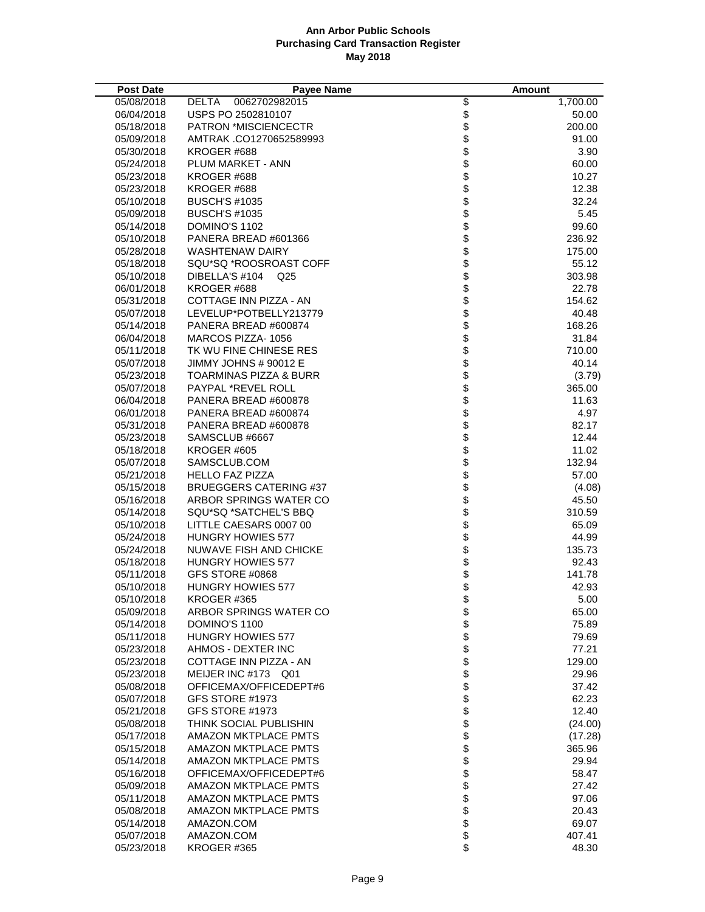**Ann Arbor Public Schools**
**Purchasing Card Transaction Register**
**May 2018**

| Post Date | Payee Name | Amount |
|---|---|---|
| 05/08/2018 | DELTA 0062702982015 | $ 1,700.00 |
| 06/04/2018 | USPS PO 2502810107 | $ 50.00 |
| 05/18/2018 | PATRON *MISCIENCECTR | $ 200.00 |
| 05/09/2018 | AMTRAK .CO1270652589993 | $ 91.00 |
| 05/30/2018 | KROGER #688 | $ 3.90 |
| 05/24/2018 | PLUM MARKET - ANN | $ 60.00 |
| 05/23/2018 | KROGER #688 | $ 10.27 |
| 05/23/2018 | KROGER #688 | $ 12.38 |
| 05/10/2018 | BUSCH'S #1035 | $ 32.24 |
| 05/09/2018 | BUSCH'S #1035 | $ 5.45 |
| 05/14/2018 | DOMINO'S 1102 | $ 99.60 |
| 05/10/2018 | PANERA BREAD #601366 | $ 236.92 |
| 05/28/2018 | WASHTENAW DAIRY | $ 175.00 |
| 05/18/2018 | SQU*SQ *ROOSROAST COFF | $ 55.12 |
| 05/10/2018 | DIBELLA'S #104 Q25 | $ 303.98 |
| 06/01/2018 | KROGER #688 | $ 22.78 |
| 05/31/2018 | COTTAGE INN PIZZA - AN | $ 154.62 |
| 05/07/2018 | LEVELUP*POTBELLY213779 | $ 40.48 |
| 05/14/2018 | PANERA BREAD #600874 | $ 168.26 |
| 06/04/2018 | MARCOS PIZZA- 1056 | $ 31.84 |
| 05/11/2018 | TK WU FINE CHINESE RES | $ 710.00 |
| 05/07/2018 | JIMMY JOHNS # 90012 E | $ 40.14 |
| 05/23/2018 | TOARMINAS PIZZA & BURR | $ (3.79) |
| 05/07/2018 | PAYPAL *REVEL ROLL | $ 365.00 |
| 06/04/2018 | PANERA BREAD #600878 | $ 11.63 |
| 06/01/2018 | PANERA BREAD #600874 | $ 4.97 |
| 05/31/2018 | PANERA BREAD #600878 | $ 82.17 |
| 05/23/2018 | SAMSCLUB #6667 | $ 12.44 |
| 05/18/2018 | KROGER #605 | $ 11.02 |
| 05/07/2018 | SAMSCLUB.COM | $ 132.94 |
| 05/21/2018 | HELLO FAZ PIZZA | $ 57.00 |
| 05/15/2018 | BRUEGGERS CATERING #37 | $ (4.08) |
| 05/16/2018 | ARBOR SPRINGS WATER CO | $ 45.50 |
| 05/14/2018 | SQU*SQ *SATCHEL'S BBQ | $ 310.59 |
| 05/10/2018 | LITTLE CAESARS 0007 00 | $ 65.09 |
| 05/24/2018 | HUNGRY HOWIES 577 | $ 44.99 |
| 05/24/2018 | NUWAVE FISH AND CHICKE | $ 135.73 |
| 05/18/2018 | HUNGRY HOWIES 577 | $ 92.43 |
| 05/11/2018 | GFS STORE #0868 | $ 141.78 |
| 05/10/2018 | HUNGRY HOWIES 577 | $ 42.93 |
| 05/10/2018 | KROGER #365 | $ 5.00 |
| 05/09/2018 | ARBOR SPRINGS WATER CO | $ 65.00 |
| 05/14/2018 | DOMINO'S 1100 | $ 75.89 |
| 05/11/2018 | HUNGRY HOWIES 577 | $ 79.69 |
| 05/23/2018 | AHMOS - DEXTER INC | $ 77.21 |
| 05/23/2018 | COTTAGE INN PIZZA - AN | $ 129.00 |
| 05/23/2018 | MEIJER INC #173 Q01 | $ 29.96 |
| 05/08/2018 | OFFICEMAX/OFFICEDEPT#6 | $ 37.42 |
| 05/07/2018 | GFS STORE #1973 | $ 62.23 |
| 05/21/2018 | GFS STORE #1973 | $ 12.40 |
| 05/08/2018 | THINK SOCIAL PUBLISHIN | $ (24.00) |
| 05/17/2018 | AMAZON MKTPLACE PMTS | $ (17.28) |
| 05/15/2018 | AMAZON MKTPLACE PMTS | $ 365.96 |
| 05/14/2018 | AMAZON MKTPLACE PMTS | $ 29.94 |
| 05/16/2018 | OFFICEMAX/OFFICEDEPT#6 | $ 58.47 |
| 05/09/2018 | AMAZON MKTPLACE PMTS | $ 27.42 |
| 05/11/2018 | AMAZON MKTPLACE PMTS | $ 97.06 |
| 05/08/2018 | AMAZON MKTPLACE PMTS | $ 20.43 |
| 05/14/2018 | AMAZON.COM | $ 69.07 |
| 05/07/2018 | AMAZON.COM | $ 407.41 |
| 05/23/2018 | KROGER #365 | $ 48.30 |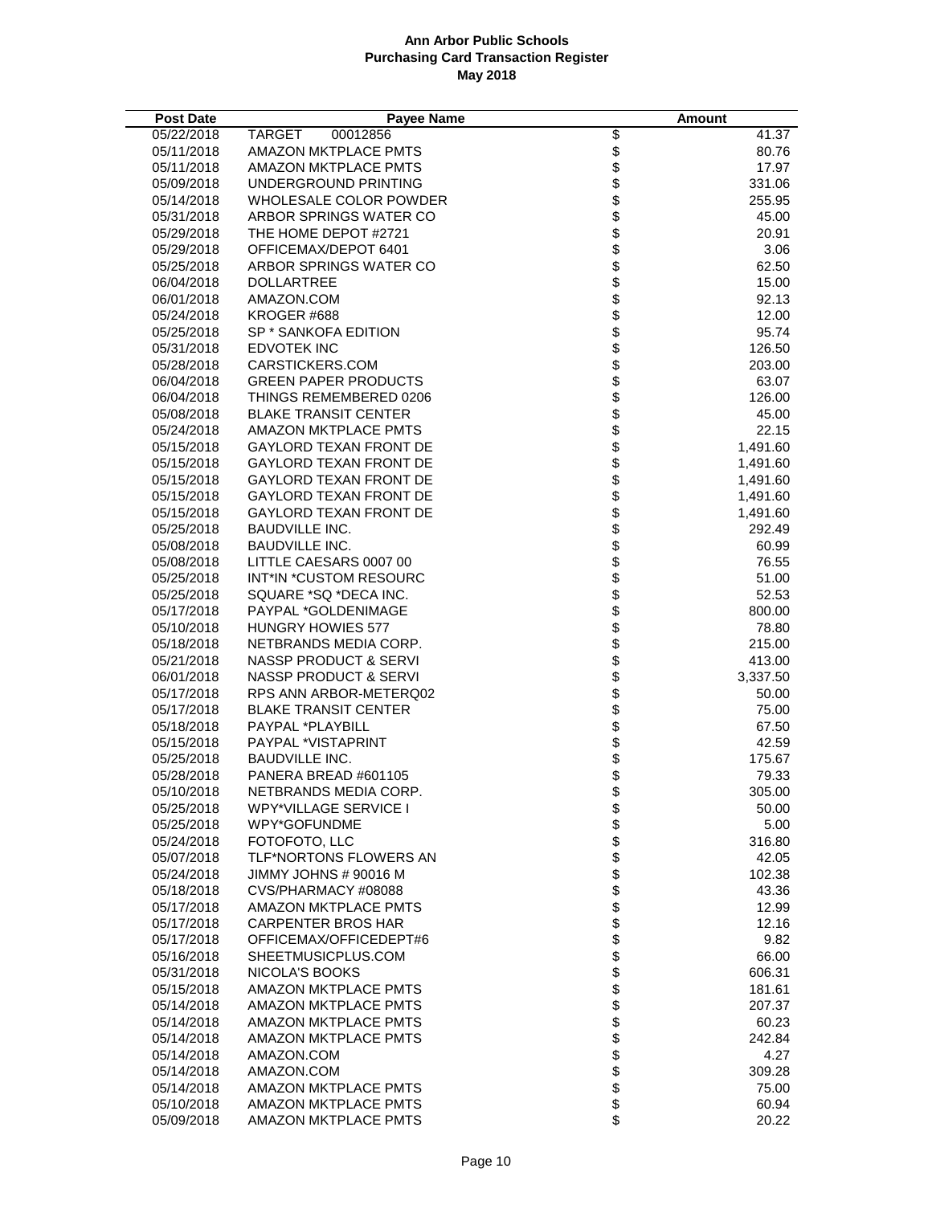# Ann Arbor Public Schools
## Purchasing Card Transaction Register
### May 2018

| Post Date | Payee Name | Amount |
|---|---|---|
| 05/22/2018 | TARGET 00012856 | $ 41.37 |
| 05/11/2018 | AMAZON MKTPLACE PMTS | $ 80.76 |
| 05/11/2018 | AMAZON MKTPLACE PMTS | $ 17.97 |
| 05/09/2018 | UNDERGROUND PRINTING | $ 331.06 |
| 05/14/2018 | WHOLESALE COLOR POWDER | $ 255.95 |
| 05/31/2018 | ARBOR SPRINGS WATER CO | $ 45.00 |
| 05/29/2018 | THE HOME DEPOT #2721 | $ 20.91 |
| 05/29/2018 | OFFICEMAX/DEPOT 6401 | $ 3.06 |
| 05/25/2018 | ARBOR SPRINGS WATER CO | $ 62.50 |
| 06/04/2018 | DOLLARTREE | $ 15.00 |
| 06/01/2018 | AMAZON.COM | $ 92.13 |
| 05/24/2018 | KROGER #688 | $ 12.00 |
| 05/25/2018 | SP * SANKOFA EDITION | $ 95.74 |
| 05/31/2018 | EDVOTEK INC | $ 126.50 |
| 05/28/2018 | CARSTICKERS.COM | $ 203.00 |
| 06/04/2018 | GREEN PAPER PRODUCTS | $ 63.07 |
| 06/04/2018 | THINGS REMEMBERED 0206 | $ 126.00 |
| 05/08/2018 | BLAKE TRANSIT CENTER | $ 45.00 |
| 05/24/2018 | AMAZON MKTPLACE PMTS | $ 22.15 |
| 05/15/2018 | GAYLORD TEXAN FRONT DE | $ 1,491.60 |
| 05/15/2018 | GAYLORD TEXAN FRONT DE | $ 1,491.60 |
| 05/15/2018 | GAYLORD TEXAN FRONT DE | $ 1,491.60 |
| 05/15/2018 | GAYLORD TEXAN FRONT DE | $ 1,491.60 |
| 05/15/2018 | GAYLORD TEXAN FRONT DE | $ 1,491.60 |
| 05/25/2018 | BAUDVILLE INC. | $ 292.49 |
| 05/08/2018 | BAUDVILLE INC. | $ 60.99 |
| 05/08/2018 | LITTLE CAESARS 0007 00 | $ 76.55 |
| 05/25/2018 | INT*IN *CUSTOM RESOURC | $ 51.00 |
| 05/25/2018 | SQUARE *SQ *DECA INC. | $ 52.53 |
| 05/17/2018 | PAYPAL *GOLDENIMAGE | $ 800.00 |
| 05/10/2018 | HUNGRY HOWIES 577 | $ 78.80 |
| 05/18/2018 | NETBRANDS MEDIA CORP. | $ 215.00 |
| 05/21/2018 | NASSP PRODUCT & SERVI | $ 413.00 |
| 06/01/2018 | NASSP PRODUCT & SERVI | $ 3,337.50 |
| 05/17/2018 | RPS ANN ARBOR-METERQ02 | $ 50.00 |
| 05/17/2018 | BLAKE TRANSIT CENTER | $ 75.00 |
| 05/18/2018 | PAYPAL *PLAYBILL | $ 67.50 |
| 05/15/2018 | PAYPAL *VISTAPRINT | $ 42.59 |
| 05/25/2018 | BAUDVILLE INC. | $ 175.67 |
| 05/28/2018 | PANERA BREAD #601105 | $ 79.33 |
| 05/10/2018 | NETBRANDS MEDIA CORP. | $ 305.00 |
| 05/25/2018 | WPY*VILLAGE SERVICE I | $ 50.00 |
| 05/25/2018 | WPY*GOFUNDME | $ 5.00 |
| 05/24/2018 | FOTOFOTO, LLC | $ 316.80 |
| 05/07/2018 | TLF*NORTONS FLOWERS AN | $ 42.05 |
| 05/24/2018 | JIMMY JOHNS # 90016 M | $ 102.38 |
| 05/18/2018 | CVS/PHARMACY #08088 | $ 43.36 |
| 05/17/2018 | AMAZON MKTPLACE PMTS | $ 12.99 |
| 05/17/2018 | CARPENTER BROS HAR | $ 12.16 |
| 05/17/2018 | OFFICEMAX/OFFICEDEPT#6 | $ 9.82 |
| 05/16/2018 | SHEETMUSICPLUS.COM | $ 66.00 |
| 05/31/2018 | NICOLA'S BOOKS | $ 606.31 |
| 05/15/2018 | AMAZON MKTPLACE PMTS | $ 181.61 |
| 05/14/2018 | AMAZON MKTPLACE PMTS | $ 207.37 |
| 05/14/2018 | AMAZON MKTPLACE PMTS | $ 60.23 |
| 05/14/2018 | AMAZON MKTPLACE PMTS | $ 242.84 |
| 05/14/2018 | AMAZON.COM | $ 4.27 |
| 05/14/2018 | AMAZON.COM | $ 309.28 |
| 05/14/2018 | AMAZON MKTPLACE PMTS | $ 75.00 |
| 05/10/2018 | AMAZON MKTPLACE PMTS | $ 60.94 |
| 05/09/2018 | AMAZON MKTPLACE PMTS | $ 20.22 |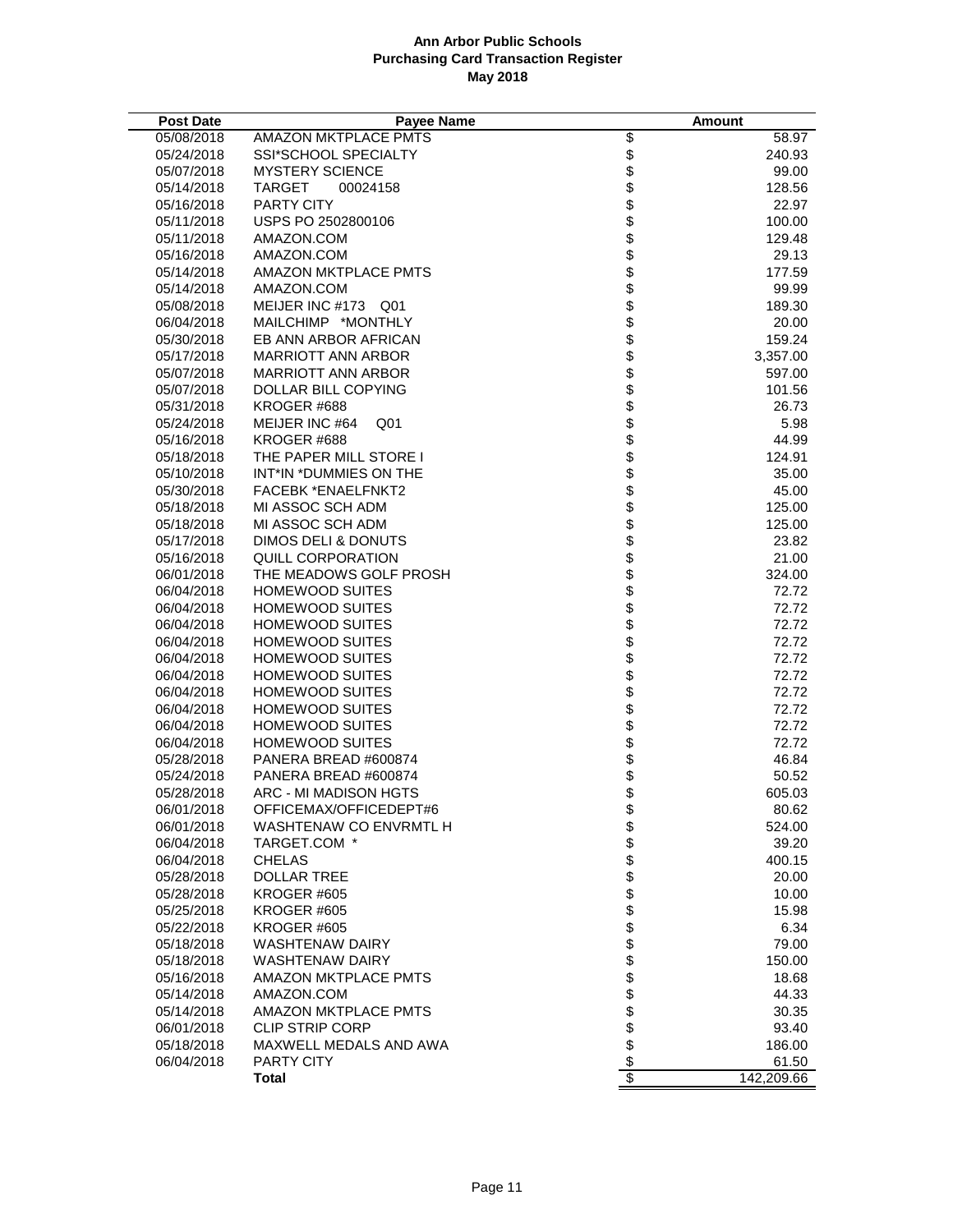**Ann Arbor Public Schools**
**Purchasing Card Transaction Register**
**May 2018**

| Post Date | Payee Name | | Amount |
|---|---|---|---|
| 05/08/2018 | AMAZON MKTPLACE PMTS | $ | 58.97 |
| 05/24/2018 | SSI*SCHOOL SPECIALTY | $ | 240.93 |
| 05/07/2018 | MYSTERY SCIENCE | $ | 99.00 |
| 05/14/2018 | TARGET 00024158 | $ | 128.56 |
| 05/16/2018 | PARTY CITY | $ | 22.97 |
| 05/11/2018 | USPS PO 2502800106 | $ | 100.00 |
| 05/11/2018 | AMAZON.COM | $ | 129.48 |
| 05/16/2018 | AMAZON.COM | $ | 29.13 |
| 05/14/2018 | AMAZON MKTPLACE PMTS | $ | 177.59 |
| 05/14/2018 | AMAZON.COM | $ | 99.99 |
| 05/08/2018 | MEIJER INC #173 Q01 | $ | 189.30 |
| 06/04/2018 | MAILCHIMP *MONTHLY | $ | 20.00 |
| 05/30/2018 | EB ANN ARBOR AFRICAN | $ | 159.24 |
| 05/17/2018 | MARRIOTT ANN ARBOR | $ | 3,357.00 |
| 05/07/2018 | MARRIOTT ANN ARBOR | $ | 597.00 |
| 05/07/2018 | DOLLAR BILL COPYING | $ | 101.56 |
| 05/31/2018 | KROGER #688 | $ | 26.73 |
| 05/24/2018 | MEIJER INC #64 Q01 | $ | 5.98 |
| 05/16/2018 | KROGER #688 | $ | 44.99 |
| 05/18/2018 | THE PAPER MILL STORE I | $ | 124.91 |
| 05/10/2018 | INT*IN *DUMMIES ON THE | $ | 35.00 |
| 05/30/2018 | FACEBK *ENAELFNKT2 | $ | 45.00 |
| 05/18/2018 | MI ASSOC SCH ADM | $ | 125.00 |
| 05/18/2018 | MI ASSOC SCH ADM | $ | 125.00 |
| 05/17/2018 | DIMOS DELI & DONUTS | $ | 23.82 |
| 05/16/2018 | QUILL CORPORATION | $ | 21.00 |
| 06/01/2018 | THE MEADOWS GOLF PROSH | $ | 324.00 |
| 06/04/2018 | HOMEWOOD SUITES | $ | 72.72 |
| 06/04/2018 | HOMEWOOD SUITES | $ | 72.72 |
| 06/04/2018 | HOMEWOOD SUITES | $ | 72.72 |
| 06/04/2018 | HOMEWOOD SUITES | $ | 72.72 |
| 06/04/2018 | HOMEWOOD SUITES | $ | 72.72 |
| 06/04/2018 | HOMEWOOD SUITES | $ | 72.72 |
| 06/04/2018 | HOMEWOOD SUITES | $ | 72.72 |
| 06/04/2018 | HOMEWOOD SUITES | $ | 72.72 |
| 06/04/2018 | HOMEWOOD SUITES | $ | 72.72 |
| 06/04/2018 | HOMEWOOD SUITES | $ | 72.72 |
| 05/28/2018 | PANERA BREAD #600874 | $ | 46.84 |
| 05/24/2018 | PANERA BREAD #600874 | $ | 50.52 |
| 05/28/2018 | ARC - MI MADISON HGTS | $ | 605.03 |
| 06/01/2018 | OFFICEMAX/OFFICEDEPT#6 | $ | 80.62 |
| 06/01/2018 | WASHTENAW CO ENVRMTL H | $ | 524.00 |
| 06/04/2018 | TARGET.COM * | $ | 39.20 |
| 06/04/2018 | CHELAS | $ | 400.15 |
| 05/28/2018 | DOLLAR TREE | $ | 20.00 |
| 05/28/2018 | KROGER #605 | $ | 10.00 |
| 05/25/2018 | KROGER #605 | $ | 15.98 |
| 05/22/2018 | KROGER #605 | $ | 6.34 |
| 05/18/2018 | WASHTENAW DAIRY | $ | 79.00 |
| 05/18/2018 | WASHTENAW DAIRY | $ | 150.00 |
| 05/16/2018 | AMAZON MKTPLACE PMTS | $ | 18.68 |
| 05/14/2018 | AMAZON.COM | $ | 44.33 |
| 05/14/2018 | AMAZON MKTPLACE PMTS | $ | 30.35 |
| 06/01/2018 | CLIP STRIP CORP | $ | 93.40 |
| 05/18/2018 | MAXWELL MEDALS AND AWA | $ | 186.00 |
| 06/04/2018 | PARTY CITY | $ | 61.50 |
| | **Total** | $ | 142,209.66 |